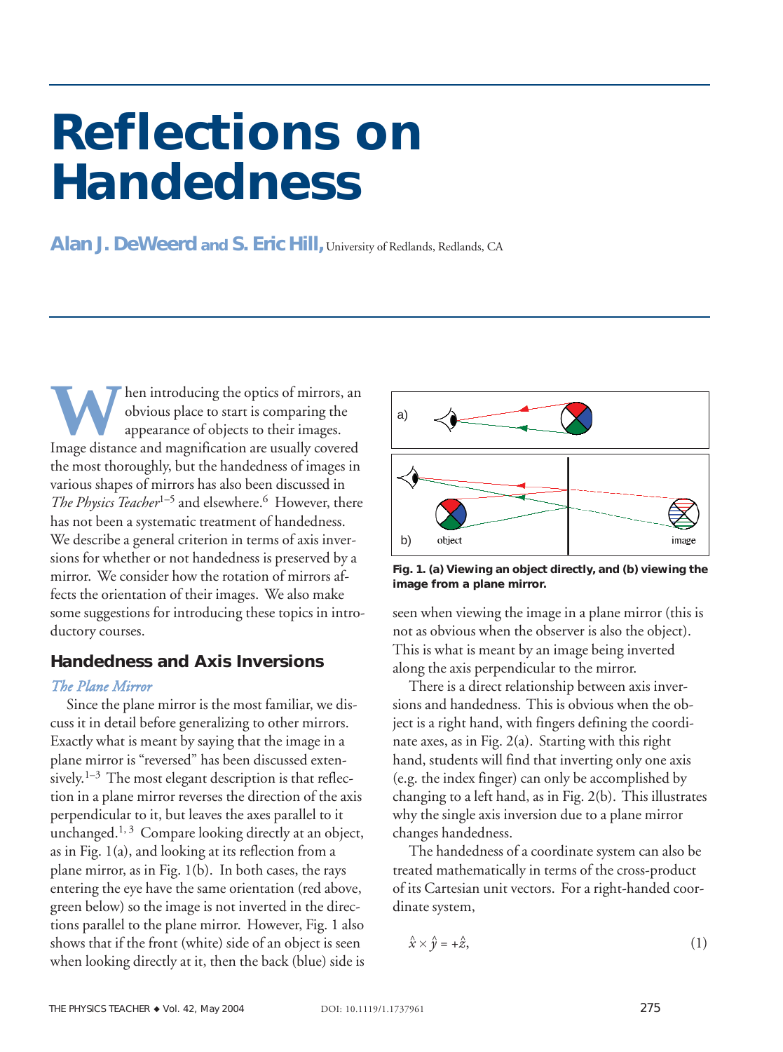# Reflections on Handedness

**Alan J. DeWeerd and S. Eric Hill,** University of Redlands, Redlands, CA

When introducing the optics of mirrors, an obvious place to start is comparing the appearance of objects to their images. Image distance and magnification are usually covered the most thoroughly, but the handedness of images in various shapes of mirrors has also been discussed in *The Physics Teacher*[1–5] and elsewhere.[6] However, there has not been a systematic treatment of handedness. We describe a general criterion in terms of axis inversions for whether or not handedness is preserved by a mirror. We consider how the rotation of mirrors affects the orientation of their images. We also make some suggestions for introducing these topics in introductory courses.

## Handedness and Axis Inversions

### *The Plane Mirror*

Since the plane mirror is the most familiar, we discuss it in detail before generalizing to other mirrors. Exactly what is meant by saying that the image in a plane mirror is "reversed" has been discussed extensively.[1–3] The most elegant description is that reflection in a plane mirror reverses the direction of the axis perpendicular to it, but leaves the axes parallel to it unchanged.[1,3] Compare looking directly at an object, as in Fig. 1(a), and looking at its reflection from a plane mirror, as in Fig. 1(b). In both cases, the rays entering the eye have the same orientation (red above, green below) so the image is not inverted in the directions parallel to the plane mirror. However, Fig. 1 also shows that if the front (white) side of an object is seen when looking directly at it, then the back (blue) side is seen when viewing the image in a plane mirror (this is not as obvious when the observer is also the object). This is what is meant by an image being inverted along the axis perpendicular to the mirror.

**Fig. 1. (a) Viewing an object directly, and (b) viewing the image from a plane mirror.**

There is a direct relationship between axis inversions and handedness. This is obvious when the object is a right hand, with fingers defining the coordinate axes, as in Fig. 2(a). Starting with this right hand, students will find that inverting only one axis (e.g. the index finger) can only be accomplished by changing to a left hand, as in Fig. 2(b). This illustrates why the single axis inversion due to a plane mirror changes handedness.

The handedness of a coordinate system can also be treated mathematically in terms of the cross-product of its Cartesian unit vectors. For a right-handed coordinate system,

$$\hat{x} \times \hat{y} = +\hat{z}, \qquad (1)$$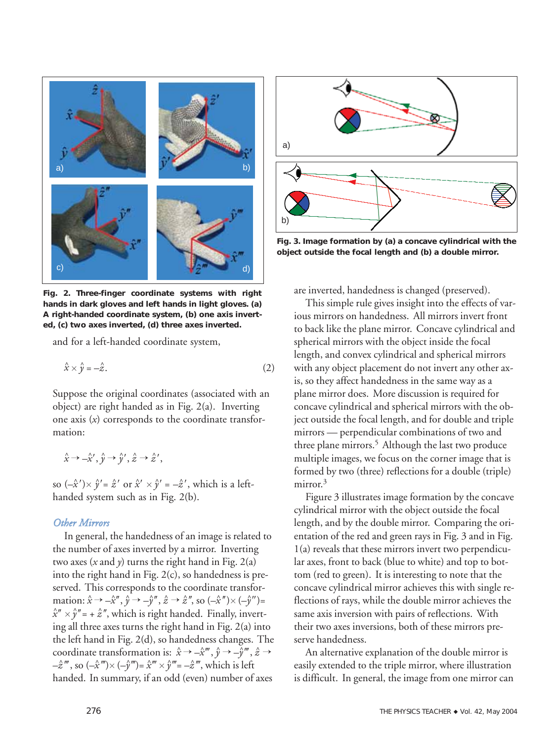Fig. 2. Three-finger coordinate systems with right hands in dark gloves and left hands in light gloves. (a) A right-handed coordinate system, (b) one axis inverted, (c) two axes inverted, (d) three axes inverted.

and for a left-handed coordinate system,

$$\hat{x} \times \hat{y} = -\hat{z}. \qquad (2)$$

Suppose the original coordinates (associated with an object) are right handed as in Fig. 2(a). Inverting one axis ($x$) corresponds to the coordinate transformation:

$$\hat{x} \to -\hat{x}', \hat{y} \to \hat{y}', \hat{z} \to \hat{z}',$$

so $(-\hat{x}') \times \hat{y}' = \hat{z}'$ or $\hat{x}' \times \hat{y}' = -\hat{z}'$, which is a left-handed system such as in Fig. 2(b).

### *Other Mirrors*

In general, the handedness of an image is related to the number of axes inverted by a mirror. Inverting two axes ($x$ and $y$) turns the right hand in Fig. 2(a) into the right hand in Fig. 2(c), so handedness is preserved. This corresponds to the coordinate transformation: $\hat{x} \to -\hat{x}''$, $\hat{y} \to -\hat{y}''$, $\hat{z} \to \hat{z}''$, so $(-\hat{x}'') \times (-\hat{y}'') = \hat{x}'' \times \hat{y}'' = +\hat{z}''$, which is right handed. Finally, inverting all three axes turns the right hand in Fig. 2(a) into the left hand in Fig. 2(d), so handedness changes. The coordinate transformation is: $\hat{x} \to -\hat{x}'''$, $\hat{y} \to -\hat{y}'''$, $\hat{z} \to -\hat{z}'''$, so $(-\hat{x}''') \times (-\hat{y}''') = \hat{x}''' \times \hat{y}''' = -\hat{z}'''$, which is left handed. In summary, if an odd (even) number of axes are inverted, handedness is changed (preserved).

Fig. 3. Image formation by (a) a concave cylindrical with the object outside the focal length and (b) a double mirror.

This simple rule gives insight into the effects of various mirrors on handedness. All mirrors invert front to back like the plane mirror. Concave cylindrical and spherical mirrors with the object inside the focal length, and convex cylindrical and spherical mirrors with any object placement do not invert any other axis, so they affect handedness in the same way as a plane mirror does. More discussion is required for concave cylindrical and spherical mirrors with the object outside the focal length, and for double and triple mirrors — perpendicular combinations of two and three plane mirrors.[5] Although the last two produce multiple images, we focus on the corner image that is formed by two (three) reflections for a double (triple) mirror.[3]

Figure 3 illustrates image formation by the concave cylindrical mirror with the object outside the focal length, and by the double mirror. Comparing the orientation of the red and green rays in Fig. 3 and in Fig. 1(a) reveals that these mirrors invert two perpendicular axes, front to back (blue to white) and top to bottom (red to green). It is interesting to note that the concave cylindrical mirror achieves this with single reflections of rays, while the double mirror achieves the same axis inversion with pairs of reflections. With their two axes inversions, both of these mirrors preserve handedness.

An alternative explanation of the double mirror is easily extended to the triple mirror, where illustration is difficult. In general, the image from one mirror can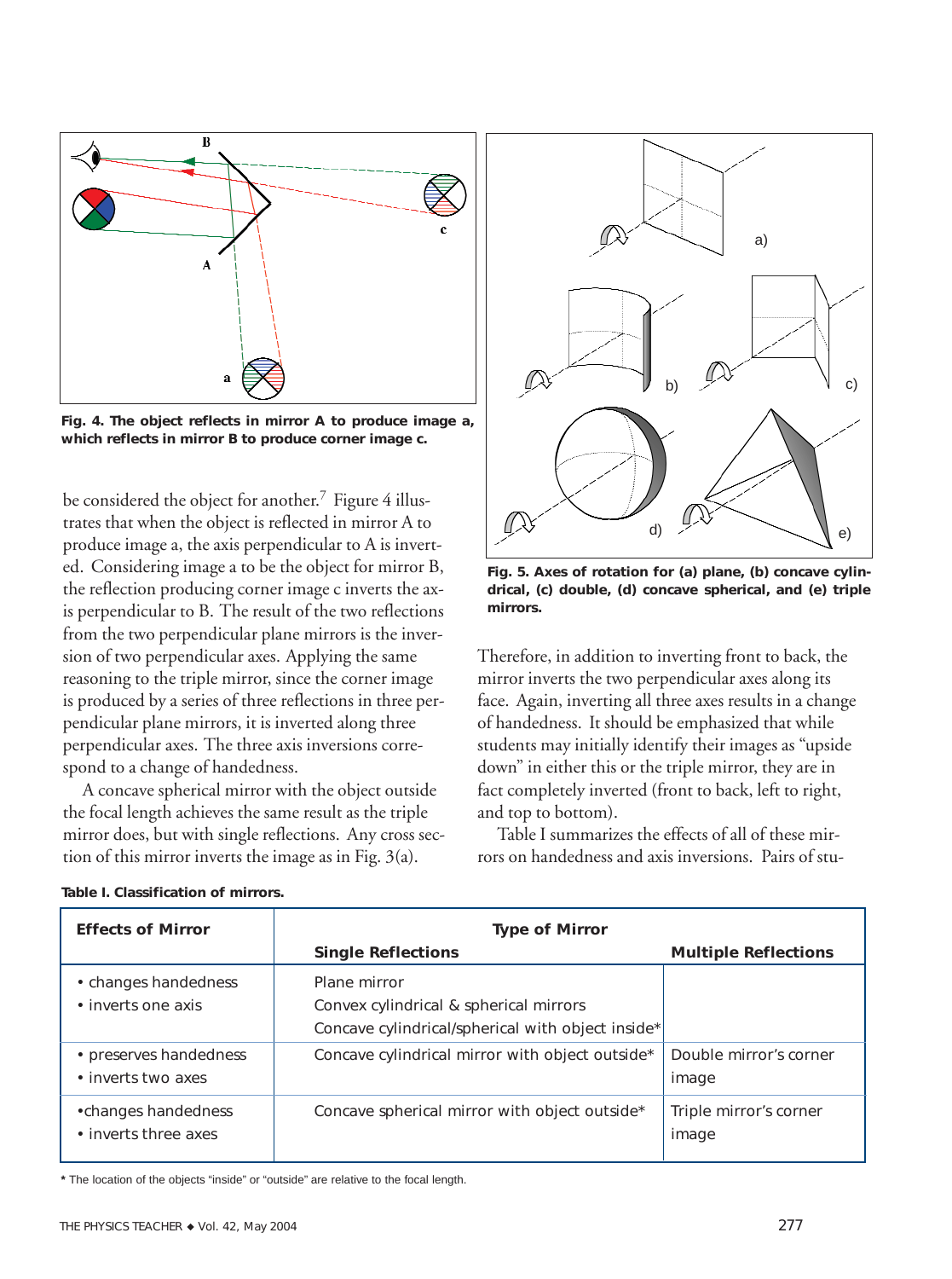Fig. 4. The object reflects in mirror A to produce image a, which reflects in mirror B to produce corner image c.

Fig. 5. Axes of rotation for (a) plane, (b) concave cylindrical, (c) double, (d) concave spherical, and (e) triple mirrors.

be considered the object for another.[7] Figure 4 illustrates that when the object is reflected in mirror A to produce image a, the axis perpendicular to A is inverted. Considering image a to be the object for mirror B, the reflection producing corner image c inverts the axis perpendicular to B. The result of the two reflections from the two perpendicular plane mirrors is the inversion of two perpendicular axes. Applying the same reasoning to the triple mirror, since the corner image is produced by a series of three reflections in three perpendicular plane mirrors, it is inverted along three perpendicular axes. The three axis inversions correspond to a change of handedness.

A concave spherical mirror with the object outside the focal length achieves the same result as the triple mirror does, but with single reflections. Any cross section of this mirror inverts the image as in Fig. 3(a). Therefore, in addition to inverting front to back, the mirror inverts the two perpendicular axes along its face. Again, inverting all three axes results in a change of handedness. It should be emphasized that while students may initially identify their images as "upside down" in either this or the triple mirror, they are in fact completely inverted (front to back, left to right, and top to bottom).

Table I summarizes the effects of all of these mirrors on handedness and axis inversions. Pairs of stu-

**Table I. Classification of mirrors.**

| Effects of Mirror | Type of Mirror: Single Reflections | Type of Mirror: Multiple Reflections |
|---|---|---|
| • changes handedness<br>• inverts one axis | Plane mirror<br>Convex cylindrical & spherical mirrors<br>Concave cylindrical/spherical with object inside* | |
| • preserves handedness<br>• inverts two axes | Concave cylindrical mirror with object outside* | Double mirror's corner image |
| • changes handedness<br>• inverts three axes | Concave spherical mirror with object outside* | Triple mirror's corner image |

\* The location of the objects "inside" or "outside" are relative to the focal length.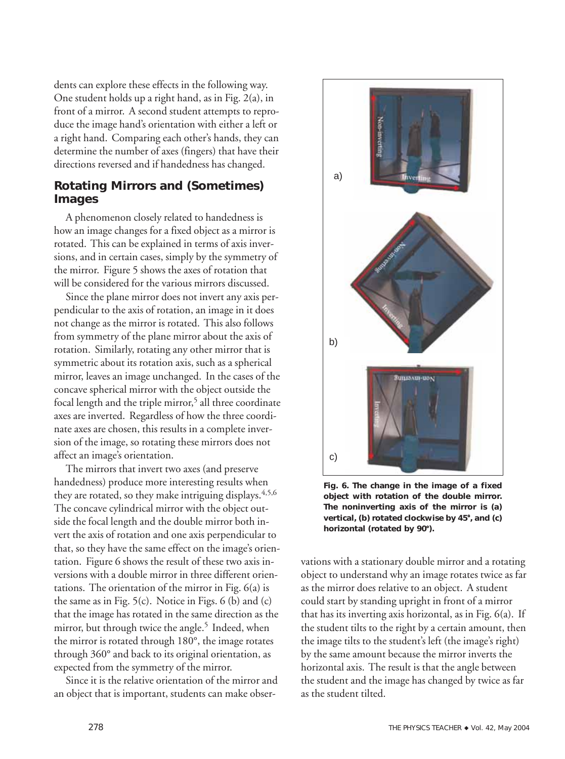dents can explore these effects in the following way. One student holds up a right hand, as in Fig. 2(a), in front of a mirror. A second student attempts to reproduce the image hand's orientation with either a left or a right hand. Comparing each other's hands, they can determine the number of axes (fingers) that have their directions reversed and if handedness has changed.

## Rotating Mirrors and (Sometimes) Images

A phenomenon closely related to handedness is how an image changes for a fixed object as a mirror is rotated. This can be explained in terms of axis inversions, and in certain cases, simply by the symmetry of the mirror. Figure 5 shows the axes of rotation that will be considered for the various mirrors discussed.

Since the plane mirror does not invert any axis perpendicular to the axis of rotation, an image in it does not change as the mirror is rotated. This also follows from symmetry of the plane mirror about the axis of rotation. Similarly, rotating any other mirror that is symmetric about its rotation axis, such as a spherical mirror, leaves an image unchanged. In the cases of the concave spherical mirror with the object outside the focal length and the triple mirror,[5] all three coordinate axes are inverted. Regardless of how the three coordinate axes are chosen, this results in a complete inversion of the image, so rotating these mirrors does not affect an image's orientation.

The mirrors that invert two axes (and preserve handedness) produce more interesting results when they are rotated, so they make intriguing displays.[4,5,6] The concave cylindrical mirror with the object outside the focal length and the double mirror both invert the axis of rotation and one axis perpendicular to that, so they have the same effect on the image's orientation. Figure 6 shows the result of these two axis inversions with a double mirror in three different orientations. The orientation of the mirror in Fig. 6(a) is the same as in Fig. 5(c). Notice in Figs. 6 (b) and (c) that the image has rotated in the same direction as the mirror, but through twice the angle.[5] Indeed, when the mirror is rotated through 180°, the image rotates through 360° and back to its original orientation, as expected from the symmetry of the mirror.

Since it is the relative orientation of the mirror and an object that is important, students can make observations with a stationary double mirror and a rotating object to understand why an image rotates twice as far as the mirror does relative to an object. A student could start by standing upright in front of a mirror that has its inverting axis horizontal, as in Fig. 6(a). If the student tilts to the right by a certain amount, then the image tilts to the student's left (the image's right) by the same amount because the mirror inverts the horizontal axis. The result is that the angle between the student and the image has changed by twice as far as the student tilted.

**Fig. 6. The change in the image of a fixed object with rotation of the double mirror. The noninverting axis of the mirror is (a) vertical, (b) rotated clockwise by 45°, and (c) horizontal (rotated by 90°).**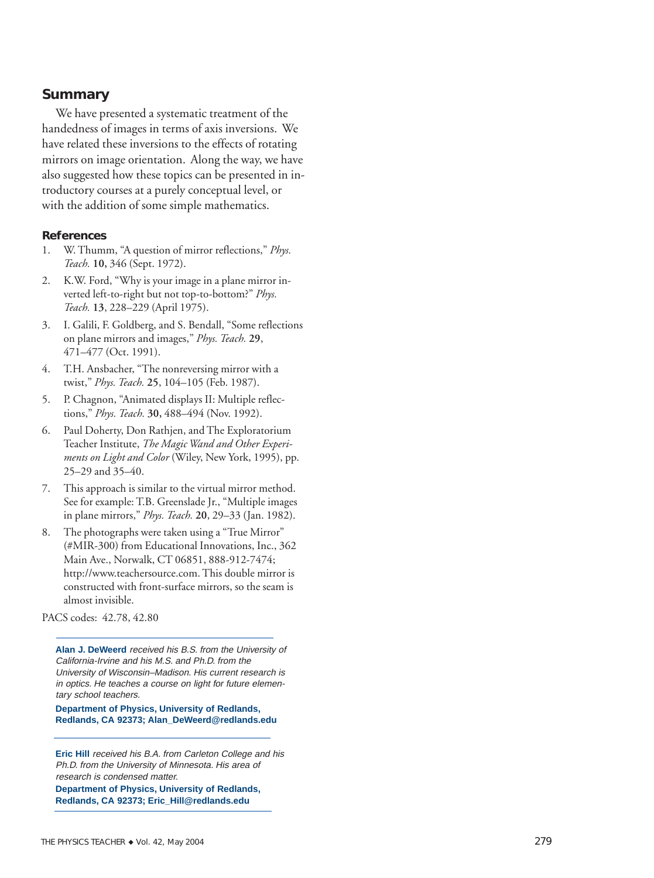## Summary

We have presented a systematic treatment of the handedness of images in terms of axis inversions. We have related these inversions to the effects of rotating mirrors on image orientation. Along the way, we have also suggested how these topics can be presented in introductory courses at a purely conceptual level, or with the addition of some simple mathematics.

### References

1. W. Thumm, "A question of mirror reflections," *Phys. Teach.* **10,** 346 (Sept. 1972).
2. K.W. Ford, "Why is your image in a plane mirror inverted left-to-right but not top-to-bottom?" *Phys. Teach.* **13**, 228–229 (April 1975).
3. I. Galili, F. Goldberg, and S. Bendall, "Some reflections on plane mirrors and images," *Phys. Teach.* **29**, 471–477 (Oct. 1991).
4. T.H. Ansbacher, "The nonreversing mirror with a twist," *Phys. Teach.* **25**, 104–105 (Feb. 1987).
5. P. Chagnon, "Animated displays II: Multiple reflections," *Phys. Teach.* **30,** 488–494 (Nov. 1992).
6. Paul Doherty, Don Rathjen, and The Exploratorium Teacher Institute, *The Magic Wand and Other Experiments on Light and Color* (Wiley, New York, 1995), pp. 25–29 and 35–40.
7. This approach is similar to the virtual mirror method. See for example: T.B. Greenslade Jr., "Multiple images in plane mirrors," *Phys. Teach.* **20**, 29–33 (Jan. 1982).
8. The photographs were taken using a "True Mirror" (#MIR-300) from Educational Innovations, Inc., 362 Main Ave., Norwalk, CT 06851, 888-912-7474; http://www.teachersource.com. This double mirror is constructed with front-surface mirrors, so the seam is almost invisible.

PACS codes: 42.78, 42.80

---

**Alan J. DeWeerd** *received his B.S. from the University of California-Irvine and his M.S. and Ph.D. from the University of Wisconsin–Madison. His current research is in optics. He teaches a course on light for future elementary school teachers.*

**Department of Physics, University of Redlands, Redlands, CA 92373; Alan_DeWeerd@redlands.edu**

---

**Eric Hill** *received his B.A. from Carleton College and his Ph.D. from the University of Minnesota. His area of research is condensed matter.*

**Department of Physics, University of Redlands, Redlands, CA 92373; Eric_Hill@redlands.edu**